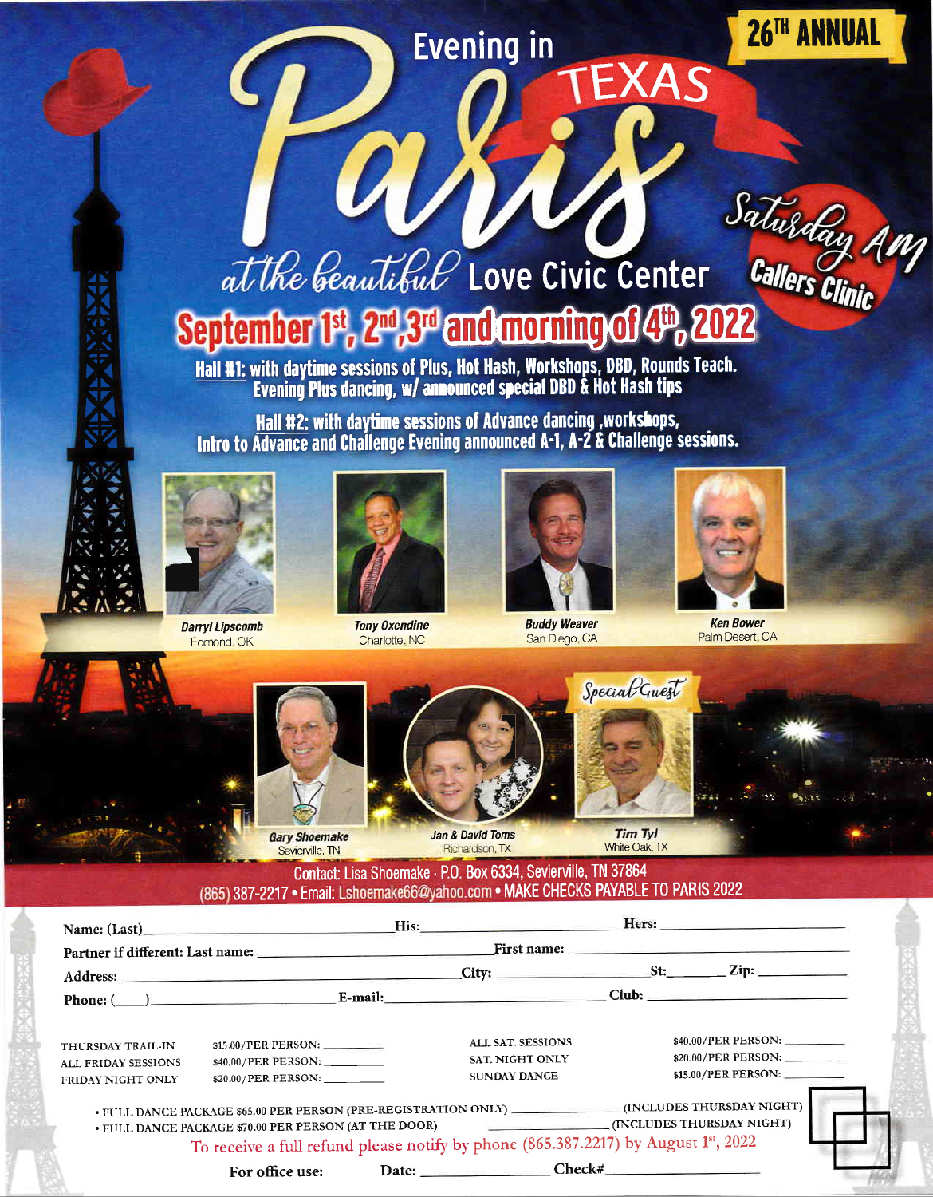# 26TH ANNUAL

# Evening in Paris TEXAS

## at the beautiful Love Civic Center

**Saturday AM Callers Clinic**

## September 1st, 2nd, 3rd and morning of 4th, 2022

**Hall #1: with daytime sessions of Plus, Hot Hash, Workshops, DBD, Rounds Teach. Evening Plus dancing, w/ announced special DBD & Hot Hash tips**

**Hall #2: with daytime sessions of Advance dancing ,workshops, Intro to Advance and Challenge Evening announced A-1, A-2 & Challenge sessions.**

***Darryl Lipscomb***
Edmond, OK

***Tony Oxendine***
Charlotte, NC

***Buddy Weaver***
San Diego, CA

***Ken Bower***
Palm Desert, CA

***Gary Shoemake***
Sevierville, TN

***Jan & David Toms***
Richardson, TX

*Special Guest*

***Tim Tyl***
White Oak, TX

Contact: Lisa Shoemake · P.O. Box 6334, Sevierville, TN 37864
(865) 387-2217 • Email: Lshoemake66@yahoo.com • MAKE CHECKS PAYABLE TO PARIS 2022

**Name: (Last)** ______________ **His:** ______________ **Hers:** ______________

**Partner if different: Last name:** ______________ **First name:** ______________

**Address:** ______________ **City:** ______________ **St:** ______ **Zip:** ______

**Phone: (___)** ______________ **E-mail:** ______________ **Club:** ______________

| | | | |
|---|---|---|---|
| THURSDAY TRAIL-IN | $15.00/PER PERSON: ______ | ALL SAT. SESSIONS | $40.00/PER PERSON: ______ |
| ALL FRIDAY SESSIONS | $40.00/PER PERSON: ______ | SAT. NIGHT ONLY | $20.00/PER PERSON: ______ |
| FRIDAY NIGHT ONLY | $20.00/PER PERSON: ______ | SUNDAY DANCE | $15.00/PER PERSON: ______ |

- FULL DANCE PACKAGE $65.00 PER PERSON (PRE-REGISTRATION ONLY) ______ (INCLUDES THURSDAY NIGHT)
- FULL DANCE PACKAGE $70.00 PER PERSON (AT THE DOOR) ______ (INCLUDES THURSDAY NIGHT)

To receive a full refund please notify by phone (865.387.2217) by August 1st, 2022

**For office use:** Date: ______________ Check# ______________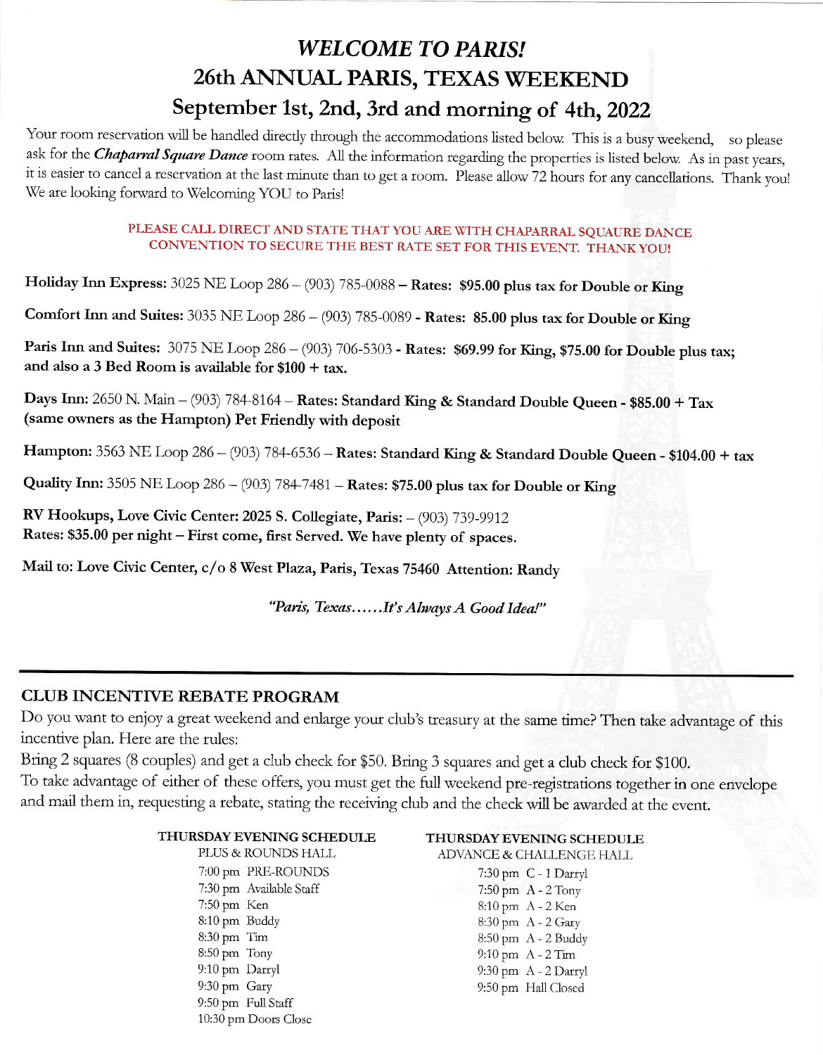# *WELCOME TO PARIS!*

## 26th ANNUAL PARIS, TEXAS WEEKEND

## September 1st, 2nd, 3rd and morning of 4th, 2022

Your room reservation will be handled directly through the accommodations listed below. This is a busy weekend, so please ask for the ***Chaparral Square Dance*** room rates. All the information regarding the properties is listed below. As in past years, it is easier to cancel a reservation at the last minute than to get a room. Please allow 72 hours for any cancellations. Thank you! We are looking forward to Welcoming YOU to Paris!

PLEASE CALL DIRECT AND STATE THAT YOU ARE WITH CHAPARRAL SQUAURE DANCE CONVENTION TO SECURE THE BEST RATE SET FOR THIS EVENT. THANK YOU!

**Holiday Inn Express:** 3025 NE Loop 286 – (903) 785-0088 **– Rates: $95.00 plus tax for Double or King**

**Comfort Inn and Suites:** 3035 NE Loop 286 – (903) 785-0089 **- Rates: 85.00 plus tax for Double or King**

**Paris Inn and Suites:** 3075 NE Loop 286 – (903) 706-5303 **- Rates: $69.99 for King, $75.00 for Double plus tax; and also a 3 Bed Room is available for $100 + tax.**

**Days Inn:** 2650 N. Main – (903) 784-8164 – **Rates: Standard King & Standard Double Queen - $85.00 + Tax (same owners as the Hampton) Pet Friendly with deposit**

**Hampton:** 3563 NE Loop 286 – (903) 784-6536 – **Rates: Standard King & Standard Double Queen - $104.00 + tax**

**Quality Inn:** 3505 NE Loop 286 – (903) 784-7481 – **Rates: $75.00 plus tax for Double or King**

**RV Hookups, Love Civic Center: 2025 S. Collegiate, Paris:** – (903) 739-9912
**Rates: $35.00 per night – First come, first Served. We have plenty of spaces.**

**Mail to: Love Civic Center, c/o 8 West Plaza, Paris, Texas 75460 Attention: Randy**

*"Paris, Texas……It's Always A Good Idea!"*

---

## CLUB INCENTIVE REBATE PROGRAM

Do you want to enjoy a great weekend and enlarge your club's treasury at the same time? Then take advantage of this incentive plan. Here are the rules:

Bring 2 squares (8 couples) and get a club check for $50. Bring 3 squares and get a club check for $100.
To take advantage of either of these offers, you must get the full weekend pre-registrations together in one envelope and mail them in, requesting a rebate, stating the receiving club and the check will be awarded at the event.

**THURSDAY EVENING SCHEDULE**
PLUS & ROUNDS HALL

7:00 pm PRE-ROUNDS
7:30 pm Available Staff
7:50 pm Ken
8:10 pm Buddy
8:30 pm Tim
8:50 pm Tony
9:10 pm Darryl
9:30 pm Gary
9:50 pm Full Staff
10:30 pm Doors Close

**THURSDAY EVENING SCHEDULE**
ADVANCE & CHALLENGE HALL

7:30 pm C - 1 Darryl
7:50 pm A - 2 Tony
8:10 pm A - 2 Ken
8:30 pm A - 2 Gary
8:50 pm A - 2 Buddy
9:10 pm A - 2 Tim
9:30 pm A - 2 Darryl
9:50 pm Hall Closed